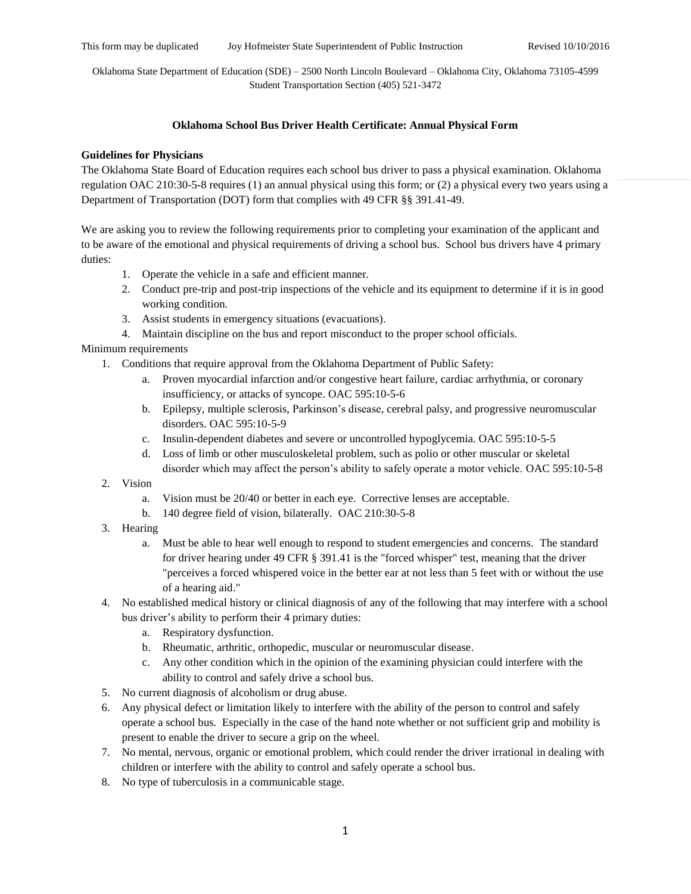This form may be duplicated Joy Hofmeister State Superintendent of Public Instruction Revised 10/10/2016

Oklahoma State Department of Education (SDE) – 2500 North Lincoln Boulevard – Oklahoma City, Oklahoma 73105-4599
Student Transportation Section (405) 521-3472

# Oklahoma School Bus Driver Health Certificate: Annual Physical Form

## Guidelines for Physicians

The Oklahoma State Board of Education requires each school bus driver to pass a physical examination. Oklahoma regulation OAC 210:30-5-8 requires (1) an annual physical using this form; or (2) a physical every two years using a Department of Transportation (DOT) form that complies with 49 CFR §§ 391.41-49.

We are asking you to review the following requirements prior to completing your examination of the applicant and to be aware of the emotional and physical requirements of driving a school bus. School bus drivers have 4 primary duties:

1. Operate the vehicle in a safe and efficient manner.
2. Conduct pre-trip and post-trip inspections of the vehicle and its equipment to determine if it is in good working condition.
3. Assist students in emergency situations (evacuations).
4. Maintain discipline on the bus and report misconduct to the proper school officials.

Minimum requirements

1. Conditions that require approval from the Oklahoma Department of Public Safety:
   a. Proven myocardial infarction and/or congestive heart failure, cardiac arrhythmia, or coronary insufficiency, or attacks of syncope. OAC 595:10-5-6
   b. Epilepsy, multiple sclerosis, Parkinson's disease, cerebral palsy, and progressive neuromuscular disorders. OAC 595:10-5-9
   c. Insulin-dependent diabetes and severe or uncontrolled hypoglycemia. OAC 595:10-5-5
   d. Loss of limb or other musculoskeletal problem, such as polio or other muscular or skeletal disorder which may affect the person's ability to safely operate a motor vehicle. OAC 595:10-5-8
2. Vision
   a. Vision must be 20/40 or better in each eye. Corrective lenses are acceptable.
   b. 140 degree field of vision, bilaterally. OAC 210:30-5-8
3. Hearing
   a. Must be able to hear well enough to respond to student emergencies and concerns. The standard for driver hearing under 49 CFR § 391.41 is the "forced whisper" test, meaning that the driver "perceives a forced whispered voice in the better ear at not less than 5 feet with or without the use of a hearing aid."
4. No established medical history or clinical diagnosis of any of the following that may interfere with a school bus driver's ability to perform their 4 primary duties:
   a. Respiratory dysfunction.
   b. Rheumatic, arthritic, orthopedic, muscular or neuromuscular disease.
   c. Any other condition which in the opinion of the examining physician could interfere with the ability to control and safely drive a school bus.
5. No current diagnosis of alcoholism or drug abuse.
6. Any physical defect or limitation likely to interfere with the ability of the person to control and safely operate a school bus. Especially in the case of the hand note whether or not sufficient grip and mobility is present to enable the driver to secure a grip on the wheel.
7. No mental, nervous, organic or emotional problem, which could render the driver irrational in dealing with children or interfere with the ability to control and safely operate a school bus.
8. No type of tuberculosis in a communicable stage.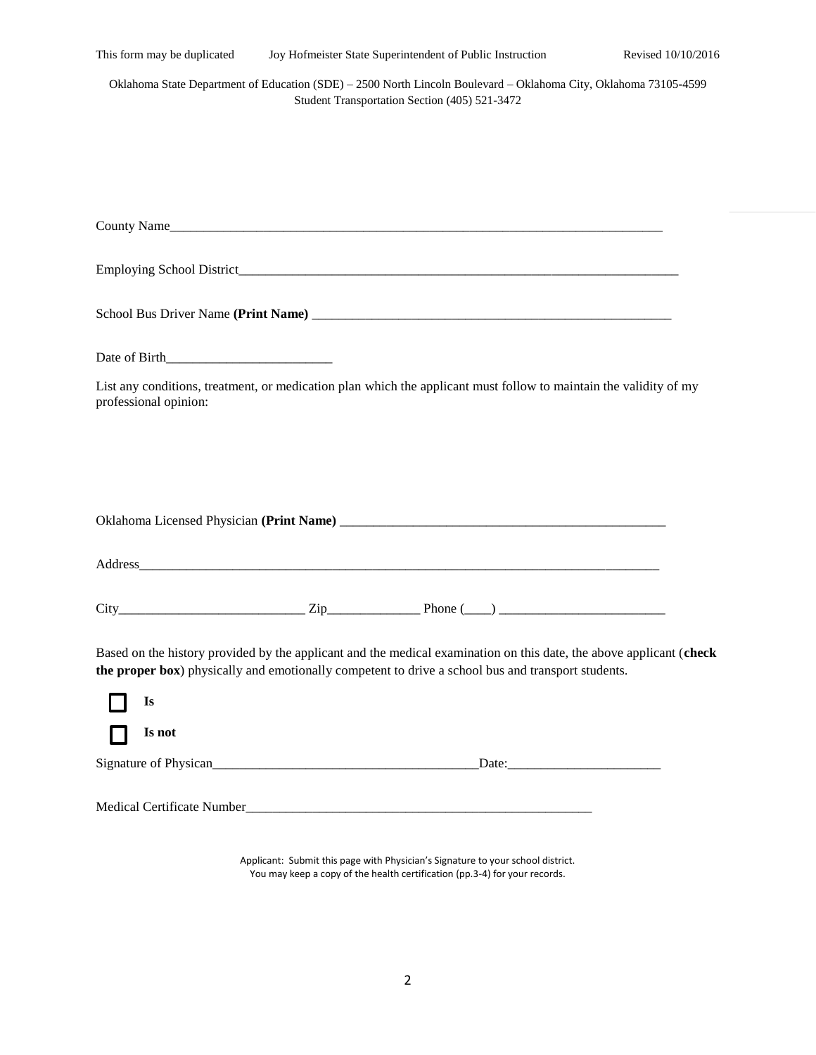This form may be duplicated Joy Hofmeister State Superintendent of Public Instruction Revised 10/10/2016

Oklahoma State Department of Education (SDE) – 2500 North Lincoln Boulevard – Oklahoma City, Oklahoma 73105-4599
Student Transportation Section (405) 521-3472

County Name_______________________________________________________________________________

Employing School District___________________________________________________________________

School Bus Driver Name **(Print Name)** ________________________________________________________

Date of Birth_________________________

List any conditions, treatment, or medication plan which the applicant must follow to maintain the validity of my professional opinion:

Oklahoma Licensed Physician **(Print Name)** ____________________________________________________

Address__________________________________________________________________________________

City____________________________ Zip______________ Phone (____) _________________________

Based on the history provided by the applicant and the medical examination on this date, the above applicant (**check the proper box**) physically and emotionally competent to drive a school bus and transport students.

☐ **Is**

☐ **Is not**

Signature of Physican________________________________________Date:_______________________

Medical Certificate Number______________________________________________________

Applicant: Submit this page with Physician's Signature to your school district.
You may keep a copy of the health certification (pp.3-4) for your records.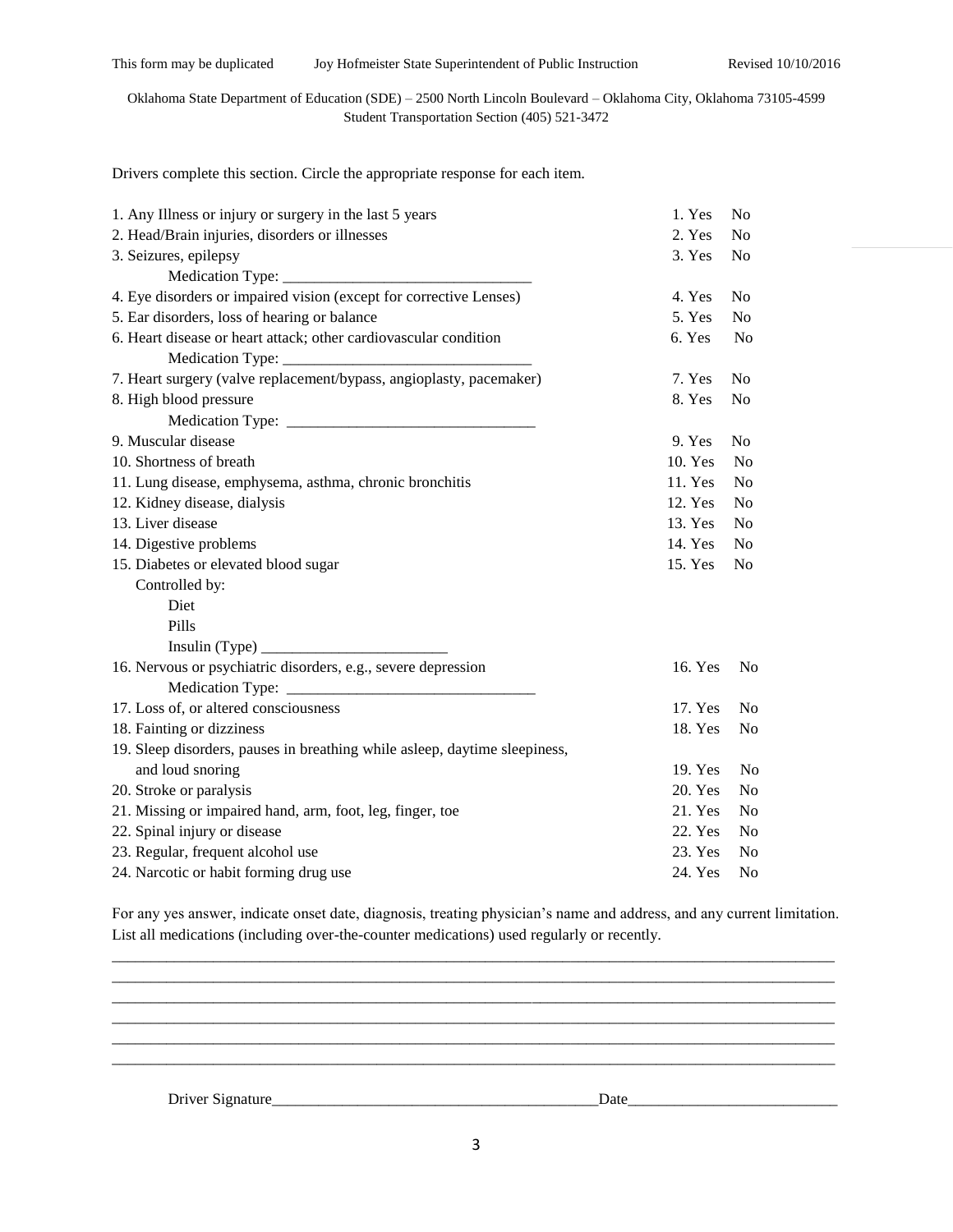This form may be duplicated Joy Hofmeister State Superintendent of Public Instruction Revised 10/10/2016

Oklahoma State Department of Education (SDE) – 2500 North Lincoln Boulevard – Oklahoma City, Oklahoma 73105-4599
Student Transportation Section (405) 521-3472

Drivers complete this section. Circle the appropriate response for each item.

| Item | Response |
|---|---|
| 1. Any Illness or injury or surgery in the last 5 years | 1. Yes No |
| 2. Head/Brain injuries, disorders or illnesses | 2. Yes No |
| 3. Seizures, epilepsy | 3. Yes No |
| Medication Type: ______________________________ | |
| 4. Eye disorders or impaired vision (except for corrective Lenses) | 4. Yes No |
| 5. Ear disorders, loss of hearing or balance | 5. Yes No |
| 6. Heart disease or heart attack; other cardiovascular condition | 6. Yes No |
| Medication Type: ______________________________ | |
| 7. Heart surgery (valve replacement/bypass, angioplasty, pacemaker) | 7. Yes No |
| 8. High blood pressure | 8. Yes No |
| Medication Type: ______________________________ | |
| 9. Muscular disease | 9. Yes No |
| 10. Shortness of breath | 10. Yes No |
| 11. Lung disease, emphysema, asthma, chronic bronchitis | 11. Yes No |
| 12. Kidney disease, dialysis | 12. Yes No |
| 13. Liver disease | 13. Yes No |
| 14. Digestive problems | 14. Yes No |
| 15. Diabetes or elevated blood sugar | 15. Yes No |
| Controlled by: | |
| Diet | |
| Pills | |
| Insulin (Type) _______________________ | |
| 16. Nervous or psychiatric disorders, e.g., severe depression | 16. Yes No |
| Medication Type: ______________________________ | |
| 17. Loss of, or altered consciousness | 17. Yes No |
| 18. Fainting or dizziness | 18. Yes No |
| 19. Sleep disorders, pauses in breathing while asleep, daytime sleepiness, and loud snoring | 19. Yes No |
| 20. Stroke or paralysis | 20. Yes No |
| 21. Missing or impaired hand, arm, foot, leg, finger, toe | 21. Yes No |
| 22. Spinal injury or disease | 22. Yes No |
| 23. Regular, frequent alcohol use | 23. Yes No |
| 24. Narcotic or habit forming drug use | 24. Yes No |

For any yes answer, indicate onset date, diagnosis, treating physician's name and address, and any current limitation. List all medications (including over-the-counter medications) used regularly or recently.

______________________________________________________________________________________________
______________________________________________________________________________________________
______________________________________________________________________________________________
______________________________________________________________________________________________
______________________________________________________________________________________________
______________________________________________________________________________________________

Driver Signature________________________________________Date__________________________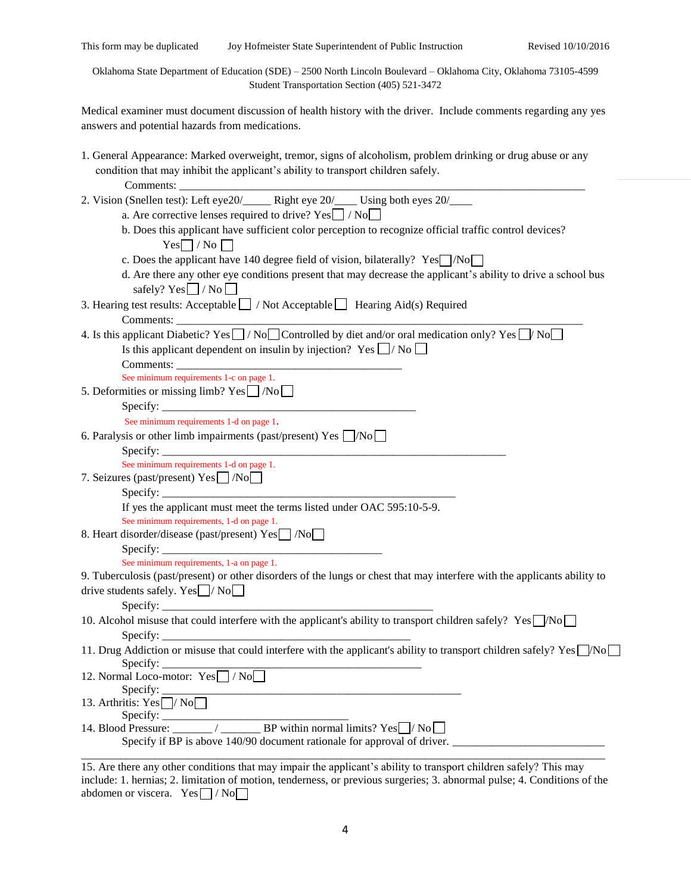This form may be duplicated Joy Hofmeister State Superintendent of Public Instruction Revised 10/10/2016

Oklahoma State Department of Education (SDE) – 2500 North Lincoln Boulevard – Oklahoma City, Oklahoma 73105-4599
Student Transportation Section (405) 521-3472

Medical examiner must document discussion of health history with the driver. Include comments regarding any yes answers and potential hazards from medications.

1. General Appearance: Marked overweight, tremor, signs of alcoholism, problem drinking or drug abuse or any condition that may inhibit the applicant's ability to transport children safely.
   Comments: ___________________________________________________________________________
2. Vision (Snellen test): Left eye20/_____ Right eye 20/____ Using both eyes 20/____
   a. Are corrective lenses required to drive? Yes ☐ / No ☐
   b. Does this applicant have sufficient color perception to recognize official traffic control devices? Yes ☐ / No ☐
   c. Does the applicant have 140 degree field of vision, bilaterally? Yes ☐ /No ☐
   d. Are there any other eye conditions present that may decrease the applicant's ability to drive a school bus safely? Yes ☐ / No ☐
3. Hearing test results: Acceptable ☐ / Not Acceptable ☐ Hearing Aid(s) Required
   Comments: ___________________________________________________________________________
4. Is this applicant Diabetic? Yes ☐ / No ☐ Controlled by diet and/or oral medication only? Yes ☐ / No ☐
   Is this applicant dependent on insulin by injection? Yes ☐ / No ☐
   Comments: ________________________________________
   See minimum requirements 1-c on page 1.
5. Deformities or missing limb? Yes ☐ /No ☐
   Specify: ______________________________________________
   See minimum requirements 1-d on page 1.
6. Paralysis or other limb impairments (past/present) Yes ☐ /No ☐
   Specify: ______________________________________________________________
   See minimum requirements 1-d on page 1.
7. Seizures (past/present) Yes ☐ /No ☐
   Specify: _____________________________________________________
   If yes the applicant must meet the terms listed under OAC 595:10-5-9.
   See minimum requirements, 1-d on page 1.
8. Heart disorder/disease (past/present) Yes ☐ /No ☐
   Specify: ________________________________________
   See minimum requirements, 1-a on page 1.
9. Tuberculosis (past/present) or other disorders of the lungs or chest that may interfere with the applicants ability to drive students safely. Yes ☐ / No ☐
   Specify: _________________________________________________
10. Alcohol misuse that could interfere with the applicant's ability to transport children safely? Yes ☐ /No ☐
    Specify: _____________________________________________
11. Drug Addiction or misuse that could interfere with the applicant's ability to transport children safely? Yes ☐ /No ☐
    Specify: _______________________________________________
12. Normal Loco-motor: Yes ☐ / No ☐
    Specify: ______________________________________________________
13. Arthritis: Yes ☐ / No ☐
    Specify: _________________________________
14. Blood Pressure: _______ / _______ BP within normal limits? Yes ☐ / No ☐
    Specify if BP is above 140/90 document rationale for approval of driver. ___________________________
    _______________________________________________________________________________________
15. Are there any other conditions that may impair the applicant's ability to transport children safely? This may include: 1. hernias; 2. limitation of motion, tenderness, or previous surgeries; 3. abnormal pulse; 4. Conditions of the abdomen or viscera. Yes ☐ / No ☐